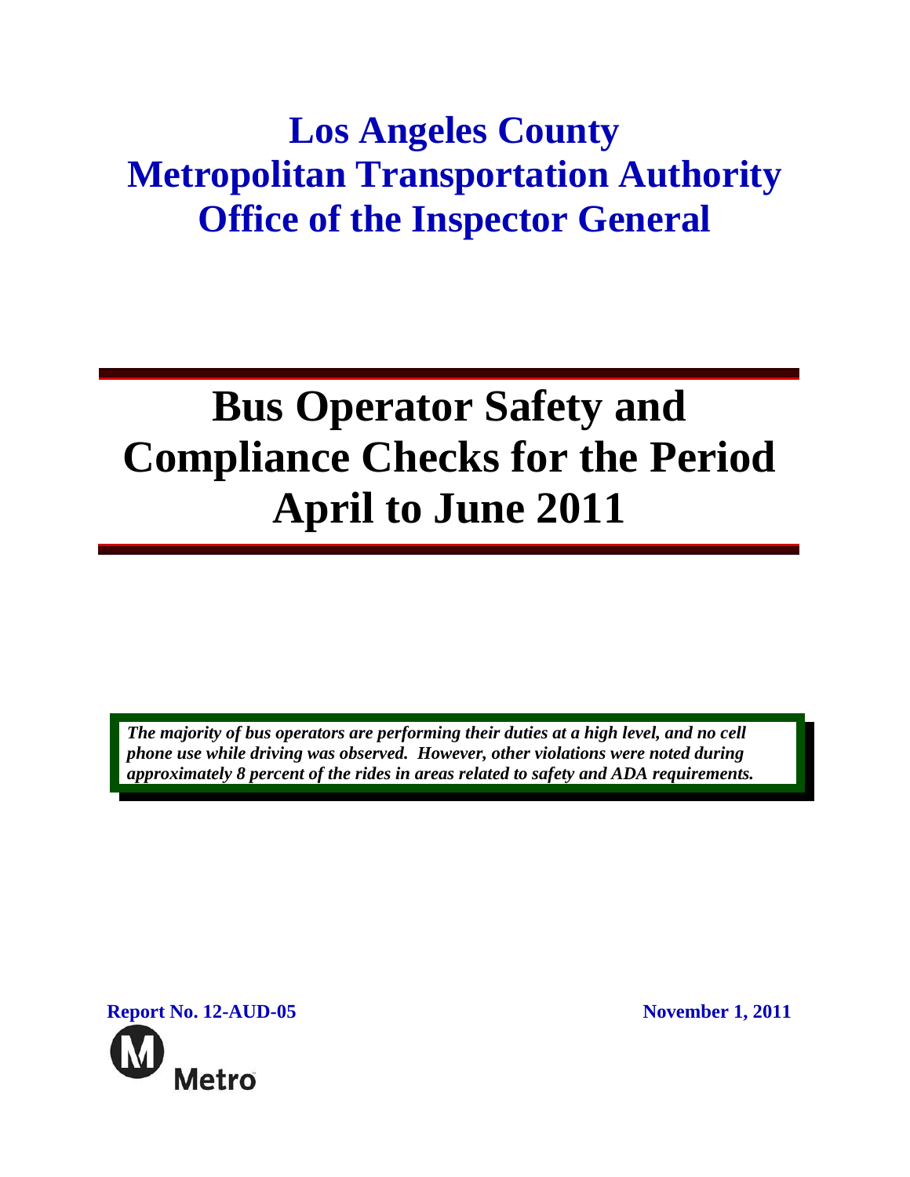# Los Angeles County Metropolitan Transportation Authority Office of the Inspector General

# Bus Operator Safety and Compliance Checks for the Period April to June 2011

***The majority of bus operators are performing their duties at a high level, and no cell phone use while driving was observed. However, other violations were noted during approximately 8 percent of the rides in areas related to safety and ADA requirements.***

**Report No. 12-AUD-05**

**November 1, 2011**

Metro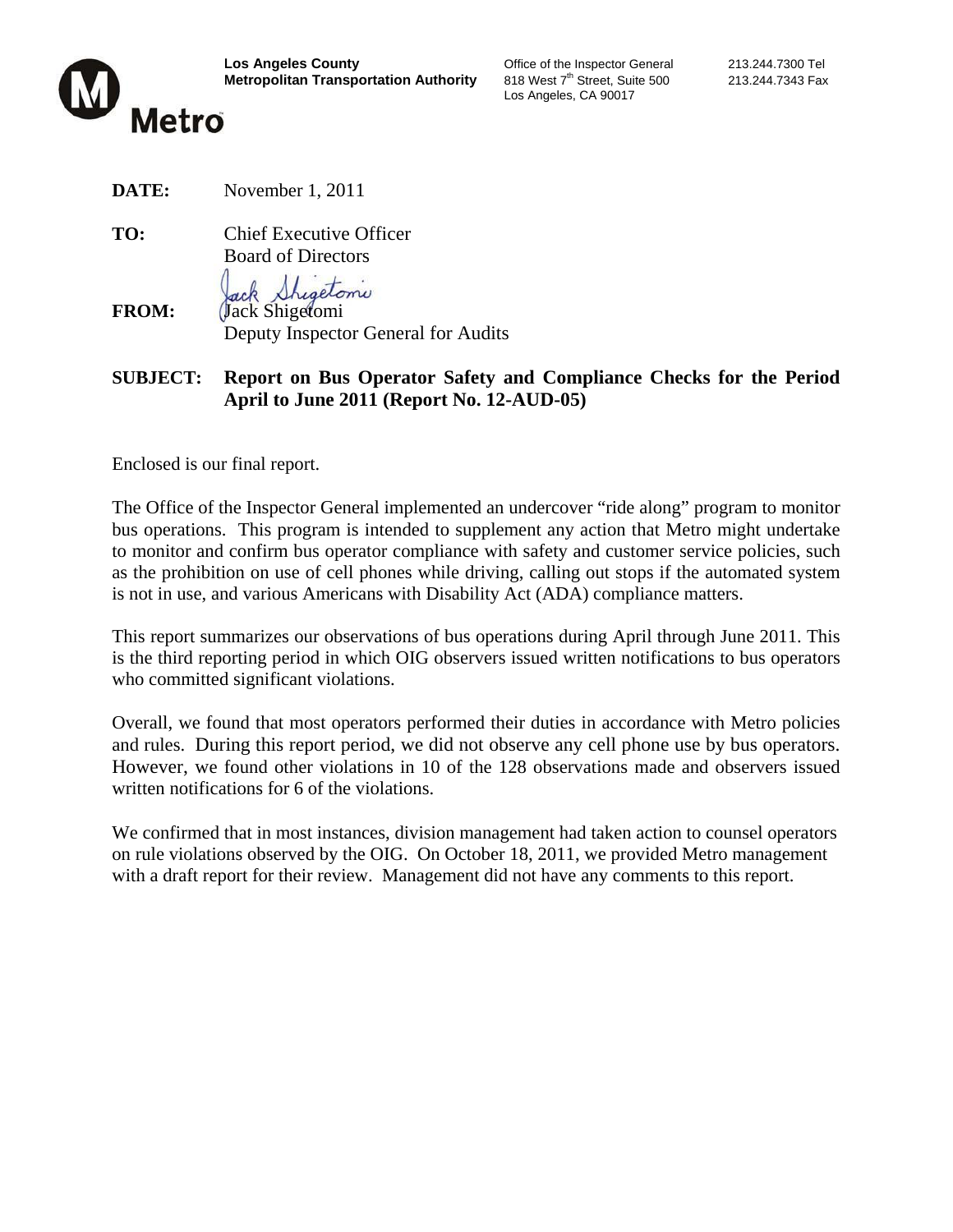**Los Angeles County**
**Metropolitan Transportation Authority**

Office of the Inspector General
818 West 7th Street, Suite 500
Los Angeles, CA 90017

213.244.7300 Tel
213.244.7343 Fax

Metro

**DATE:** November 1, 2011

**TO:** Chief Executive Officer
Board of Directors

**FROM:** Jack Shigetomi
Deputy Inspector General for Audits

**SUBJECT: Report on Bus Operator Safety and Compliance Checks for the Period April to June 2011 (Report No. 12-AUD-05)**

Enclosed is our final report.

The Office of the Inspector General implemented an undercover "ride along" program to monitor bus operations. This program is intended to supplement any action that Metro might undertake to monitor and confirm bus operator compliance with safety and customer service policies, such as the prohibition on use of cell phones while driving, calling out stops if the automated system is not in use, and various Americans with Disability Act (ADA) compliance matters.

This report summarizes our observations of bus operations during April through June 2011. This is the third reporting period in which OIG observers issued written notifications to bus operators who committed significant violations.

Overall, we found that most operators performed their duties in accordance with Metro policies and rules. During this report period, we did not observe any cell phone use by bus operators. However, we found other violations in 10 of the 128 observations made and observers issued written notifications for 6 of the violations.

We confirmed that in most instances, division management had taken action to counsel operators on rule violations observed by the OIG. On October 18, 2011, we provided Metro management with a draft report for their review. Management did not have any comments to this report.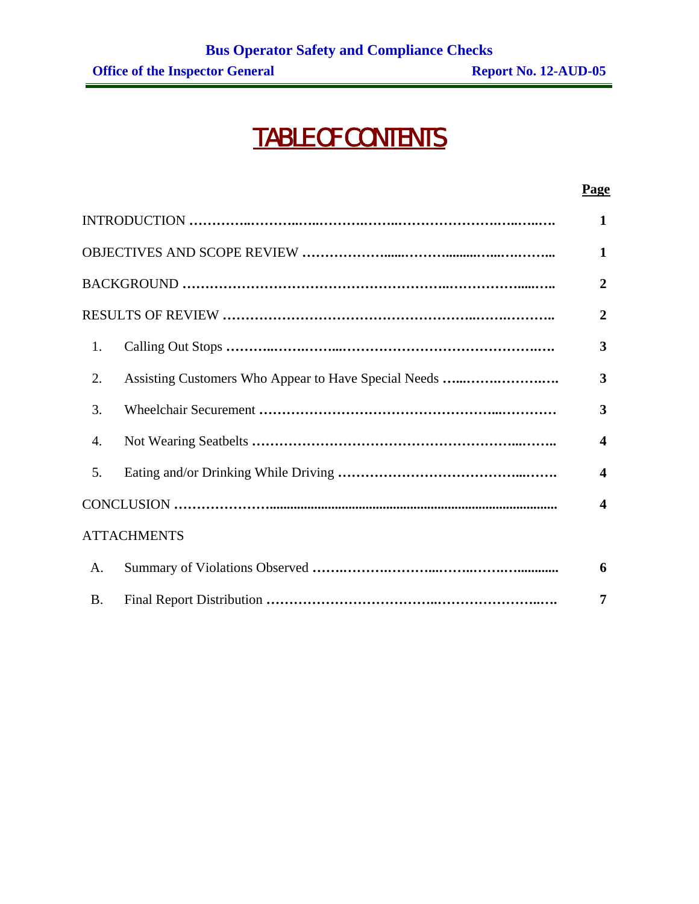# TABLE OF CONTENTS

| | | Page |
|---|---|---|
| INTRODUCTION | | 1 |
| OBJECTIVES AND SCOPE REVIEW | | 1 |
| BACKGROUND | | 2 |
| RESULTS OF REVIEW | | 2 |
| 1. | Calling Out Stops | 3 |
| 2. | Assisting Customers Who Appear to Have Special Needs | 3 |
| 3. | Wheelchair Securement | 3 |
| 4. | Not Wearing Seatbelts | 4 |
| 5. | Eating and/or Drinking While Driving | 4 |
| CONCLUSION | | 4 |
| ATTACHMENTS | | |
| A. | Summary of Violations Observed | 6 |
| B. | Final Report Distribution | 7 |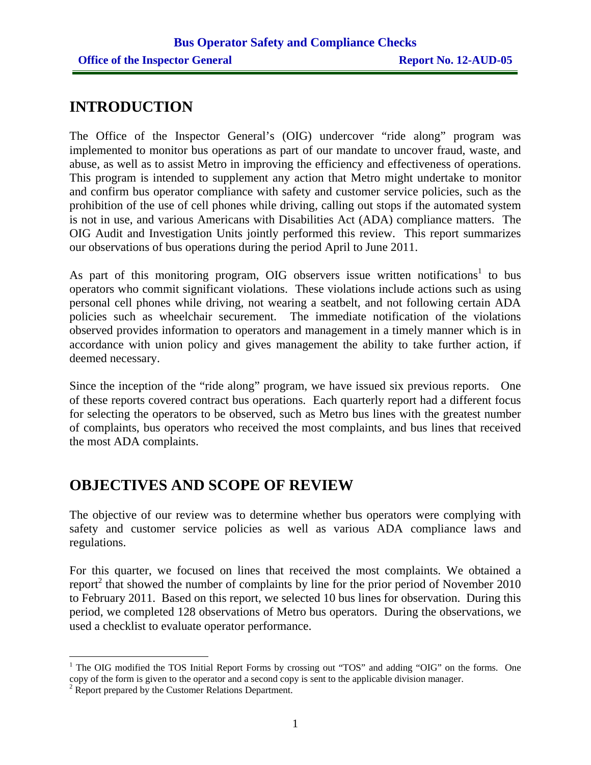## INTRODUCTION

The Office of the Inspector General's (OIG) undercover "ride along" program was implemented to monitor bus operations as part of our mandate to uncover fraud, waste, and abuse, as well as to assist Metro in improving the efficiency and effectiveness of operations. This program is intended to supplement any action that Metro might undertake to monitor and confirm bus operator compliance with safety and customer service policies, such as the prohibition of the use of cell phones while driving, calling out stops if the automated system is not in use, and various Americans with Disabilities Act (ADA) compliance matters. The OIG Audit and Investigation Units jointly performed this review. This report summarizes our observations of bus operations during the period April to June 2011.

As part of this monitoring program, OIG observers issue written notifications[1] to bus operators who commit significant violations. These violations include actions such as using personal cell phones while driving, not wearing a seatbelt, and not following certain ADA policies such as wheelchair securement. The immediate notification of the violations observed provides information to operators and management in a timely manner which is in accordance with union policy and gives management the ability to take further action, if deemed necessary.

Since the inception of the "ride along" program, we have issued six previous reports. One of these reports covered contract bus operations. Each quarterly report had a different focus for selecting the operators to be observed, such as Metro bus lines with the greatest number of complaints, bus operators who received the most complaints, and bus lines that received the most ADA complaints.

## OBJECTIVES AND SCOPE OF REVIEW

The objective of our review was to determine whether bus operators were complying with safety and customer service policies as well as various ADA compliance laws and regulations.

For this quarter, we focused on lines that received the most complaints. We obtained a report[2] that showed the number of complaints by line for the prior period of November 2010 to February 2011. Based on this report, we selected 10 bus lines for observation. During this period, we completed 128 observations of Metro bus operators. During the observations, we used a checklist to evaluate operator performance.

---

[1] The OIG modified the TOS Initial Report Forms by crossing out "TOS" and adding "OIG" on the forms. One copy of the form is given to the operator and a second copy is sent to the applicable division manager.

[2] Report prepared by the Customer Relations Department.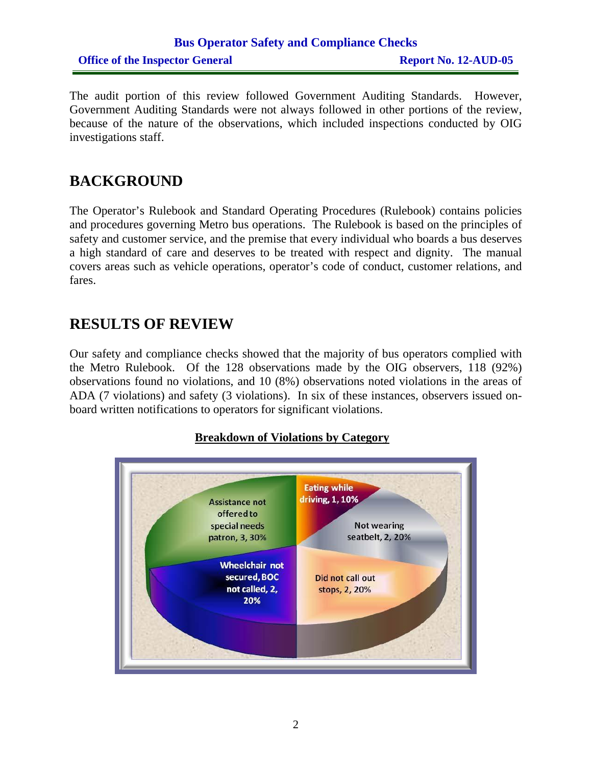The audit portion of this review followed Government Auditing Standards. However, Government Auditing Standards were not always followed in other portions of the review, because of the nature of the observations, which included inspections conducted by OIG investigations staff.

## BACKGROUND

The Operator's Rulebook and Standard Operating Procedures (Rulebook) contains policies and procedures governing Metro bus operations. The Rulebook is based on the principles of safety and customer service, and the premise that every individual who boards a bus deserves a high standard of care and deserves to be treated with respect and dignity. The manual covers areas such as vehicle operations, operator's code of conduct, customer relations, and fares.

## RESULTS OF REVIEW

Our safety and compliance checks showed that the majority of bus operators complied with the Metro Rulebook. Of the 128 observations made by the OIG observers, 118 (92%) observations found no violations, and 10 (8%) observations noted violations in the areas of ADA (7 violations) and safety (3 violations). In six of these instances, observers issued on-board written notifications to operators for significant violations.

**Breakdown of Violations by Category**

| Category | Count | Percent |
|---|---|---|
| Assistance not offered to special needs patron | 3 | 30% |
| Eating while driving | 1 | 10% |
| Not wearing seatbelt | 2 | 20% |
| Did not call out stops | 2 | 20% |
| Wheelchair not secured, BOC not called | 2 | 20% |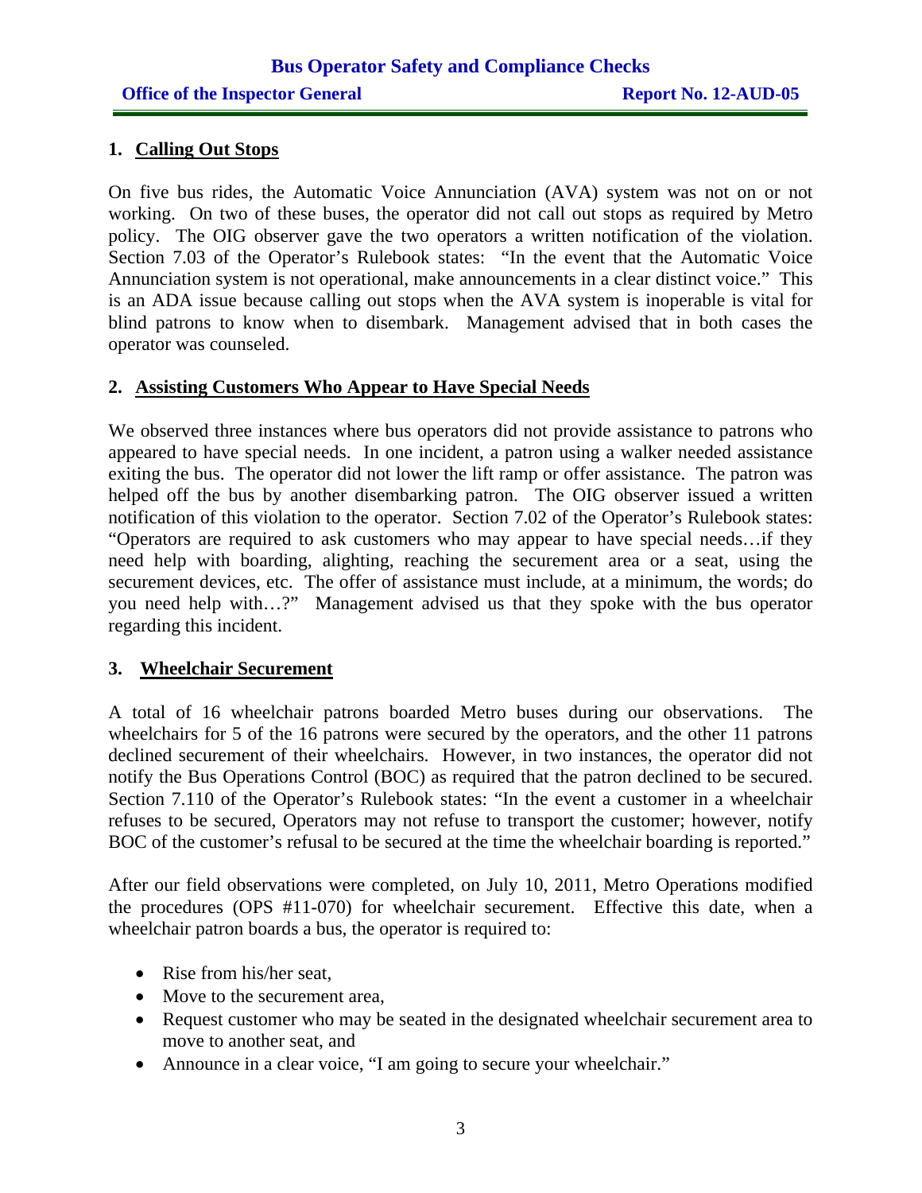### 1. Calling Out Stops

On five bus rides, the Automatic Voice Annunciation (AVA) system was not on or not working. On two of these buses, the operator did not call out stops as required by Metro policy. The OIG observer gave the two operators a written notification of the violation. Section 7.03 of the Operator's Rulebook states: "In the event that the Automatic Voice Annunciation system is not operational, make announcements in a clear distinct voice." This is an ADA issue because calling out stops when the AVA system is inoperable is vital for blind patrons to know when to disembark. Management advised that in both cases the operator was counseled.

### 2. Assisting Customers Who Appear to Have Special Needs

We observed three instances where bus operators did not provide assistance to patrons who appeared to have special needs. In one incident, a patron using a walker needed assistance exiting the bus. The operator did not lower the lift ramp or offer assistance. The patron was helped off the bus by another disembarking patron. The OIG observer issued a written notification of this violation to the operator. Section 7.02 of the Operator's Rulebook states: "Operators are required to ask customers who may appear to have special needs…if they need help with boarding, alighting, reaching the securement area or a seat, using the securement devices, etc. The offer of assistance must include, at a minimum, the words; do you need help with…?" Management advised us that they spoke with the bus operator regarding this incident.

### 3. Wheelchair Securement

A total of 16 wheelchair patrons boarded Metro buses during our observations. The wheelchairs for 5 of the 16 patrons were secured by the operators, and the other 11 patrons declined securement of their wheelchairs. However, in two instances, the operator did not notify the Bus Operations Control (BOC) as required that the patron declined to be secured. Section 7.110 of the Operator's Rulebook states: "In the event a customer in a wheelchair refuses to be secured, Operators may not refuse to transport the customer; however, notify BOC of the customer's refusal to be secured at the time the wheelchair boarding is reported."

After our field observations were completed, on July 10, 2011, Metro Operations modified the procedures (OPS #11-070) for wheelchair securement. Effective this date, when a wheelchair patron boards a bus, the operator is required to:

- Rise from his/her seat,
- Move to the securement area,
- Request customer who may be seated in the designated wheelchair securement area to move to another seat, and
- Announce in a clear voice, "I am going to secure your wheelchair."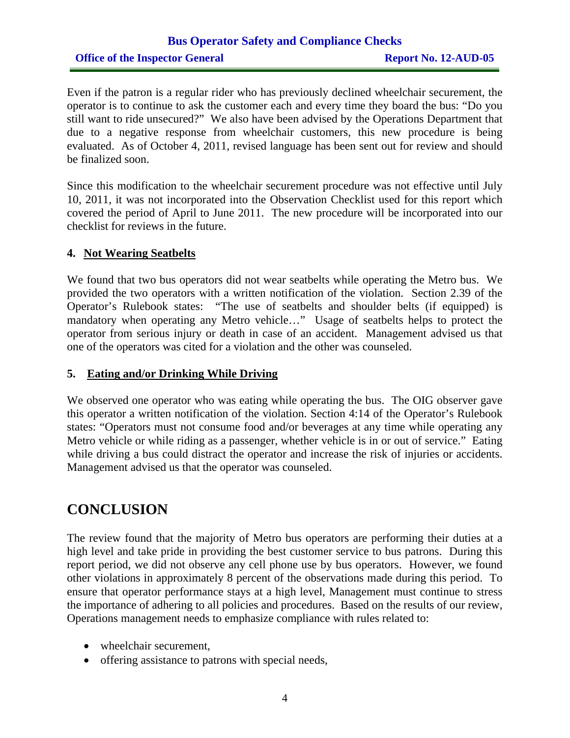Even if the patron is a regular rider who has previously declined wheelchair securement, the operator is to continue to ask the customer each and every time they board the bus: "Do you still want to ride unsecured?" We also have been advised by the Operations Department that due to a negative response from wheelchair customers, this new procedure is being evaluated. As of October 4, 2011, revised language has been sent out for review and should be finalized soon.

Since this modification to the wheelchair securement procedure was not effective until July 10, 2011, it was not incorporated into the Observation Checklist used for this report which covered the period of April to June 2011. The new procedure will be incorporated into our checklist for reviews in the future.

### 4. Not Wearing Seatbelts

We found that two bus operators did not wear seatbelts while operating the Metro bus. We provided the two operators with a written notification of the violation. Section 2.39 of the Operator's Rulebook states: "The use of seatbelts and shoulder belts (if equipped) is mandatory when operating any Metro vehicle…" Usage of seatbelts helps to protect the operator from serious injury or death in case of an accident. Management advised us that one of the operators was cited for a violation and the other was counseled.

### 5. Eating and/or Drinking While Driving

We observed one operator who was eating while operating the bus. The OIG observer gave this operator a written notification of the violation. Section 4:14 of the Operator's Rulebook states: "Operators must not consume food and/or beverages at any time while operating any Metro vehicle or while riding as a passenger, whether vehicle is in or out of service." Eating while driving a bus could distract the operator and increase the risk of injuries or accidents. Management advised us that the operator was counseled.

## CONCLUSION

The review found that the majority of Metro bus operators are performing their duties at a high level and take pride in providing the best customer service to bus patrons. During this report period, we did not observe any cell phone use by bus operators. However, we found other violations in approximately 8 percent of the observations made during this period. To ensure that operator performance stays at a high level, Management must continue to stress the importance of adhering to all policies and procedures. Based on the results of our review, Operations management needs to emphasize compliance with rules related to:

- wheelchair securement,
- offering assistance to patrons with special needs,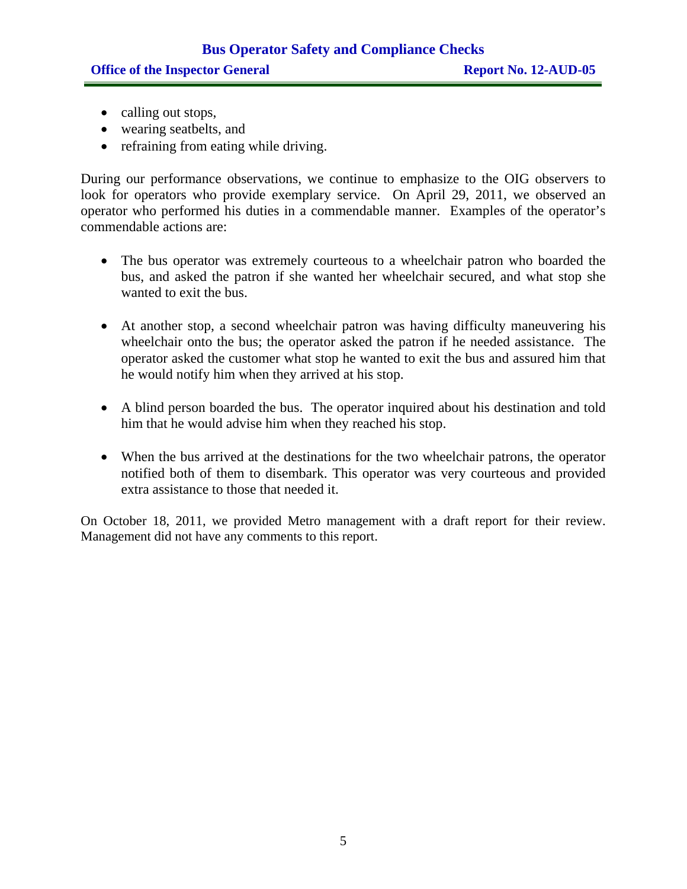- calling out stops,
- wearing seatbelts, and
- refraining from eating while driving.

During our performance observations, we continue to emphasize to the OIG observers to look for operators who provide exemplary service. On April 29, 2011, we observed an operator who performed his duties in a commendable manner. Examples of the operator's commendable actions are:

- The bus operator was extremely courteous to a wheelchair patron who boarded the bus, and asked the patron if she wanted her wheelchair secured, and what stop she wanted to exit the bus.

- At another stop, a second wheelchair patron was having difficulty maneuvering his wheelchair onto the bus; the operator asked the patron if he needed assistance. The operator asked the customer what stop he wanted to exit the bus and assured him that he would notify him when they arrived at his stop.

- A blind person boarded the bus. The operator inquired about his destination and told him that he would advise him when they reached his stop.

- When the bus arrived at the destinations for the two wheelchair patrons, the operator notified both of them to disembark. This operator was very courteous and provided extra assistance to those that needed it.

On October 18, 2011, we provided Metro management with a draft report for their review. Management did not have any comments to this report.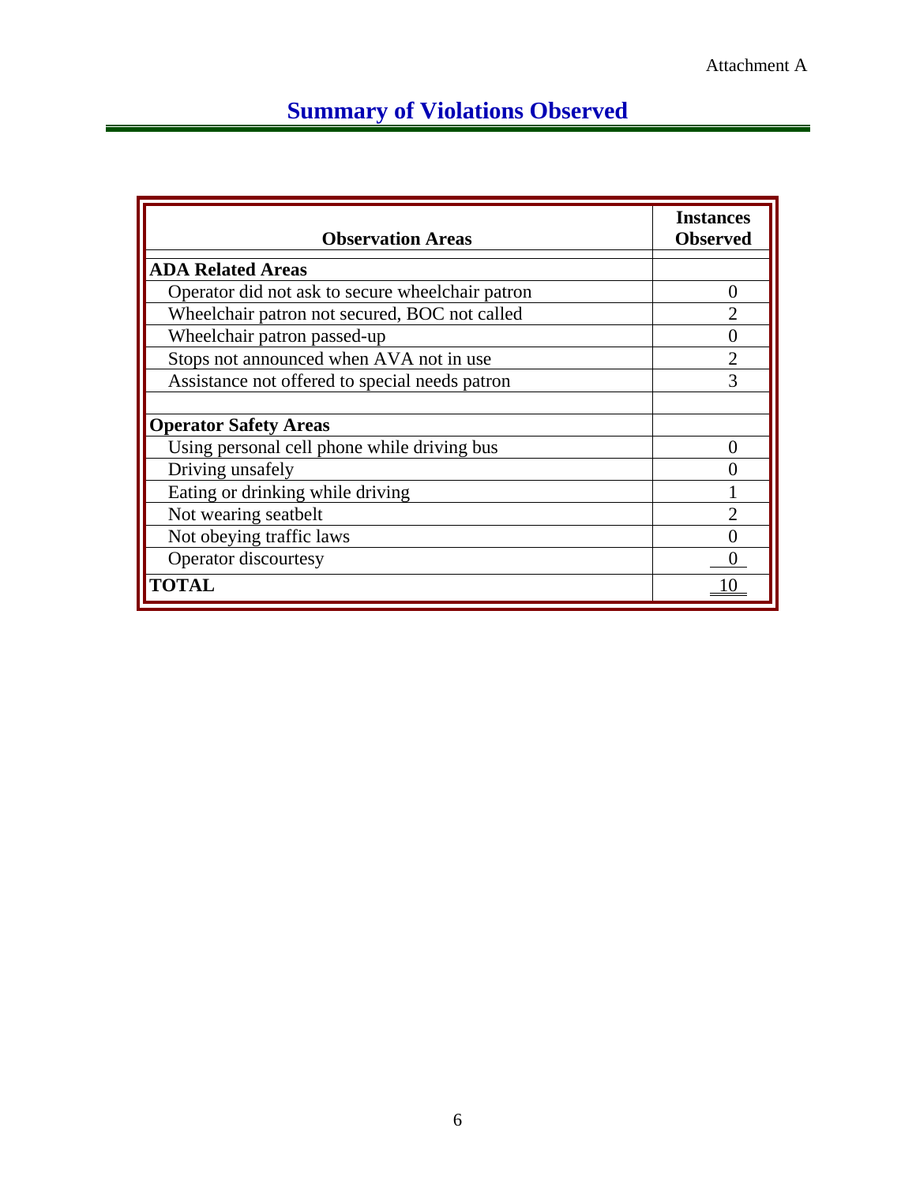Attachment A

# Summary of Violations Observed

| Observation Areas | Instances Observed |
|---|---|
| **ADA Related Areas** | |
| Operator did not ask to secure wheelchair patron | 0 |
| Wheelchair patron not secured, BOC not called | 2 |
| Wheelchair patron passed-up | 0 |
| Stops not announced when AVA not in use | 2 |
| Assistance not offered to special needs patron | 3 |
| | |
| **Operator Safety Areas** | |
| Using personal cell phone while driving bus | 0 |
| Driving unsafely | 0 |
| Eating or drinking while driving | 1 |
| Not wearing seatbelt | 2 |
| Not obeying traffic laws | 0 |
| Operator discourtesy | 0 |
| **TOTAL** | 10 |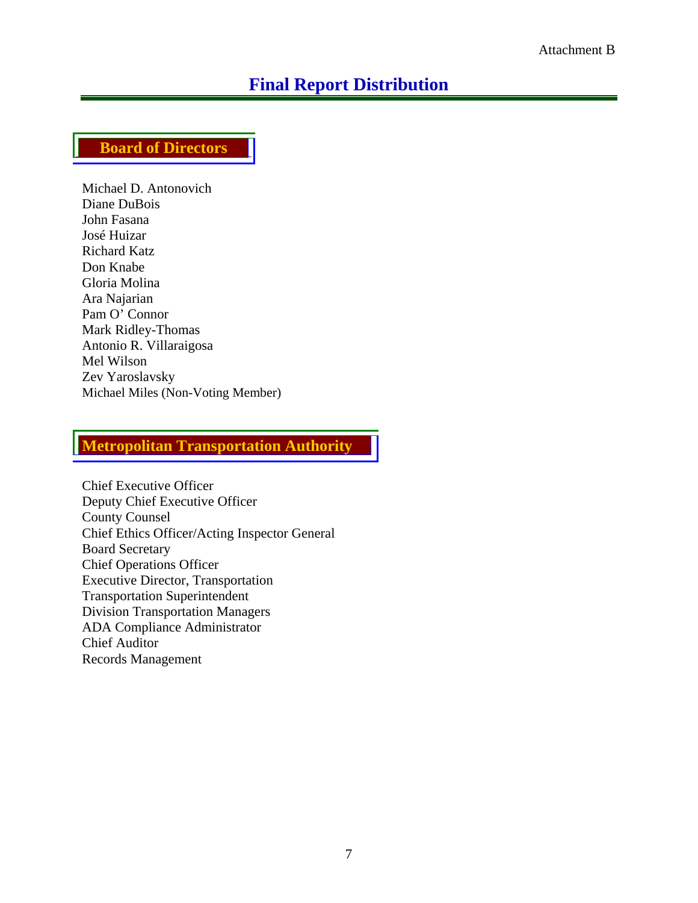Attachment B

# Final Report Distribution

## Board of Directors

Michael D. Antonovich
Diane DuBois
John Fasana
José Huizar
Richard Katz
Don Knabe
Gloria Molina
Ara Najarian
Pam O' Connor
Mark Ridley-Thomas
Antonio R. Villaraigosa
Mel Wilson
Zev Yaroslavsky
Michael Miles (Non-Voting Member)

## Metropolitan Transportation Authority

Chief Executive Officer
Deputy Chief Executive Officer
County Counsel
Chief Ethics Officer/Acting Inspector General
Board Secretary
Chief Operations Officer
Executive Director, Transportation
Transportation Superintendent
Division Transportation Managers
ADA Compliance Administrator
Chief Auditor
Records Management